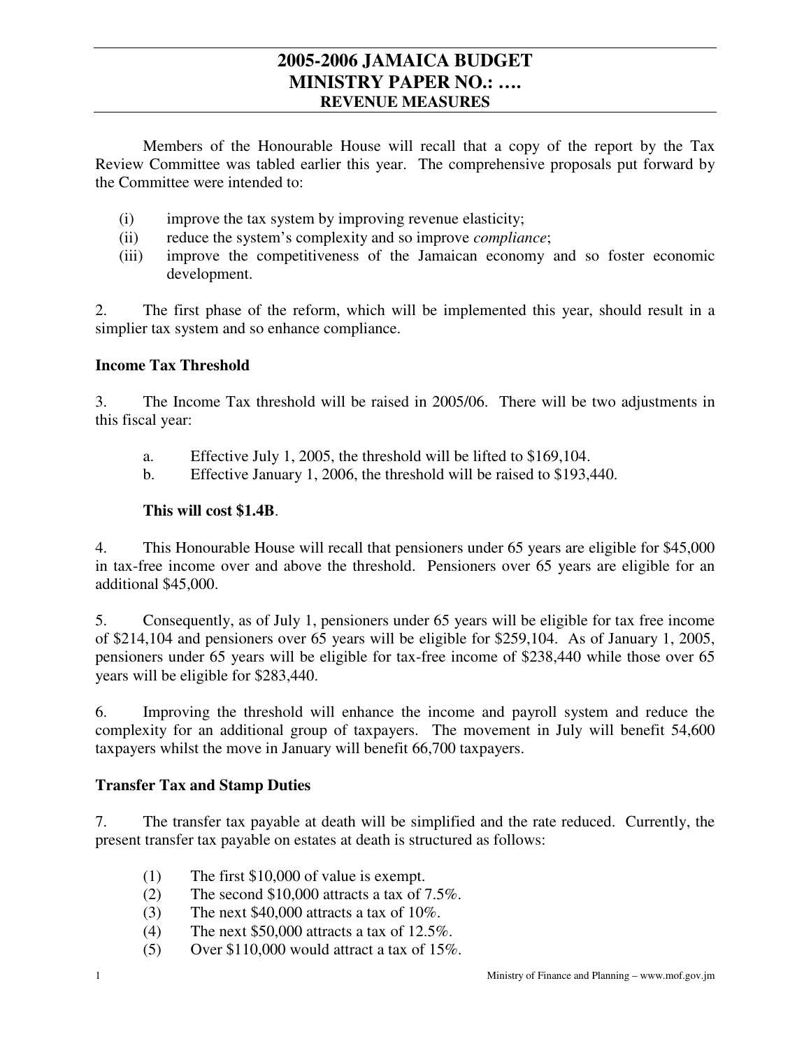# 2005-2006 JAMAICA BUDGET
# MINISTRY PAPER NO.: ….
## REVENUE MEASURES

Members of the Honourable House will recall that a copy of the report by the Tax Review Committee was tabled earlier this year. The comprehensive proposals put forward by the Committee were intended to:

(i) improve the tax system by improving revenue elasticity;
(ii) reduce the system's complexity and so improve *compliance*;
(iii) improve the competitiveness of the Jamaican economy and so foster economic development.

2. The first phase of the reform, which will be implemented this year, should result in a simplier tax system and so enhance compliance.

### Income Tax Threshold

3. The Income Tax threshold will be raised in 2005/06. There will be two adjustments in this fiscal year:

a. Effective July 1, 2005, the threshold will be lifted to $169,104.
b. Effective January 1, 2006, the threshold will be raised to $193,440.

**This will cost $1.4B**.

4. This Honourable House will recall that pensioners under 65 years are eligible for $45,000 in tax-free income over and above the threshold. Pensioners over 65 years are eligible for an additional $45,000.

5. Consequently, as of July 1, pensioners under 65 years will be eligible for tax free income of $214,104 and pensioners over 65 years will be eligible for $259,104. As of January 1, 2005, pensioners under 65 years will be eligible for tax-free income of $238,440 while those over 65 years will be eligible for $283,440.

6. Improving the threshold will enhance the income and payroll system and reduce the complexity for an additional group of taxpayers. The movement in July will benefit 54,600 taxpayers whilst the move in January will benefit 66,700 taxpayers.

### Transfer Tax and Stamp Duties

7. The transfer tax payable at death will be simplified and the rate reduced. Currently, the present transfer tax payable on estates at death is structured as follows:

(1) The first $10,000 of value is exempt.
(2) The second $10,000 attracts a tax of 7.5%.
(3) The next $40,000 attracts a tax of 10%.
(4) The next $50,000 attracts a tax of 12.5%.
(5) Over $110,000 would attract a tax of 15%.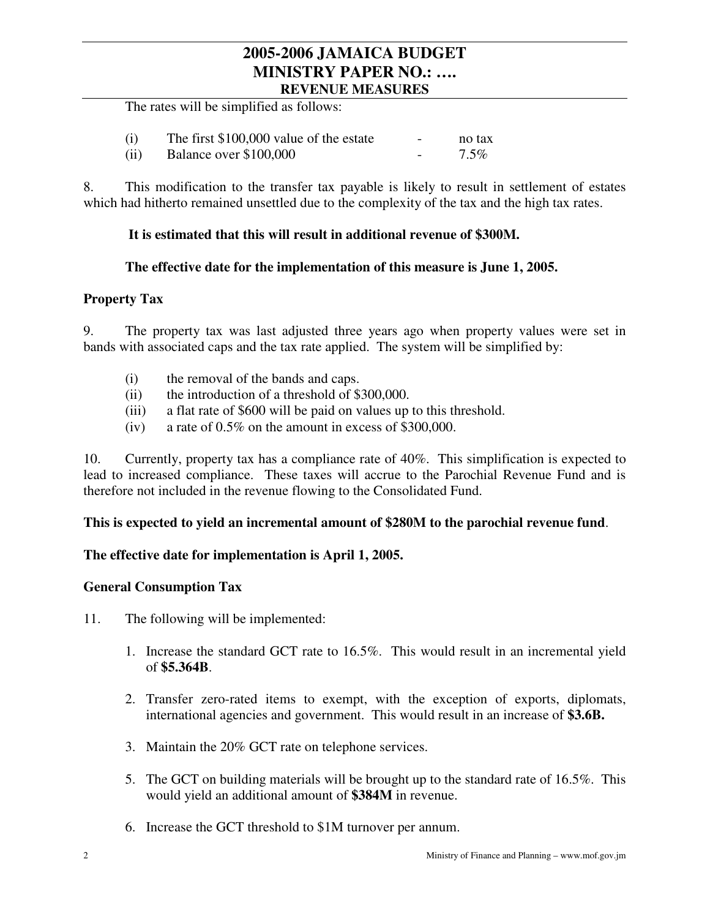The rates will be simplified as follows:

| | | | |
|---|---|---|---|
| (i) | The first $100,000 value of the estate | - | no tax |
| (ii) | Balance over $100,000 | - | 7.5% |

8. This modification to the transfer tax payable is likely to result in settlement of estates which had hitherto remained unsettled due to the complexity of the tax and the high tax rates.

**It is estimated that this will result in additional revenue of $300M.**

**The effective date for the implementation of this measure is June 1, 2005.**

### Property Tax

9. The property tax was last adjusted three years ago when property values were set in bands with associated caps and the tax rate applied. The system will be simplified by:

(i) the removal of the bands and caps.
(ii) the introduction of a threshold of $300,000.
(iii) a flat rate of $600 will be paid on values up to this threshold.
(iv) a rate of 0.5% on the amount in excess of $300,000.

10. Currently, property tax has a compliance rate of 40%. This simplification is expected to lead to increased compliance. These taxes will accrue to the Parochial Revenue Fund and is therefore not included in the revenue flowing to the Consolidated Fund.

**This is expected to yield an incremental amount of $280M to the parochial revenue fund**.

**The effective date for implementation is April 1, 2005.**

### General Consumption Tax

11. The following will be implemented:

1. Increase the standard GCT rate to 16.5%. This would result in an incremental yield of **$5.364B**.

2. Transfer zero-rated items to exempt, with the exception of exports, diplomats, international agencies and government. This would result in an increase of **$3.6B.**

3. Maintain the 20% GCT rate on telephone services.

5. The GCT on building materials will be brought up to the standard rate of 16.5%. This would yield an additional amount of **$384M** in revenue.

6. Increase the GCT threshold to $1M turnover per annum.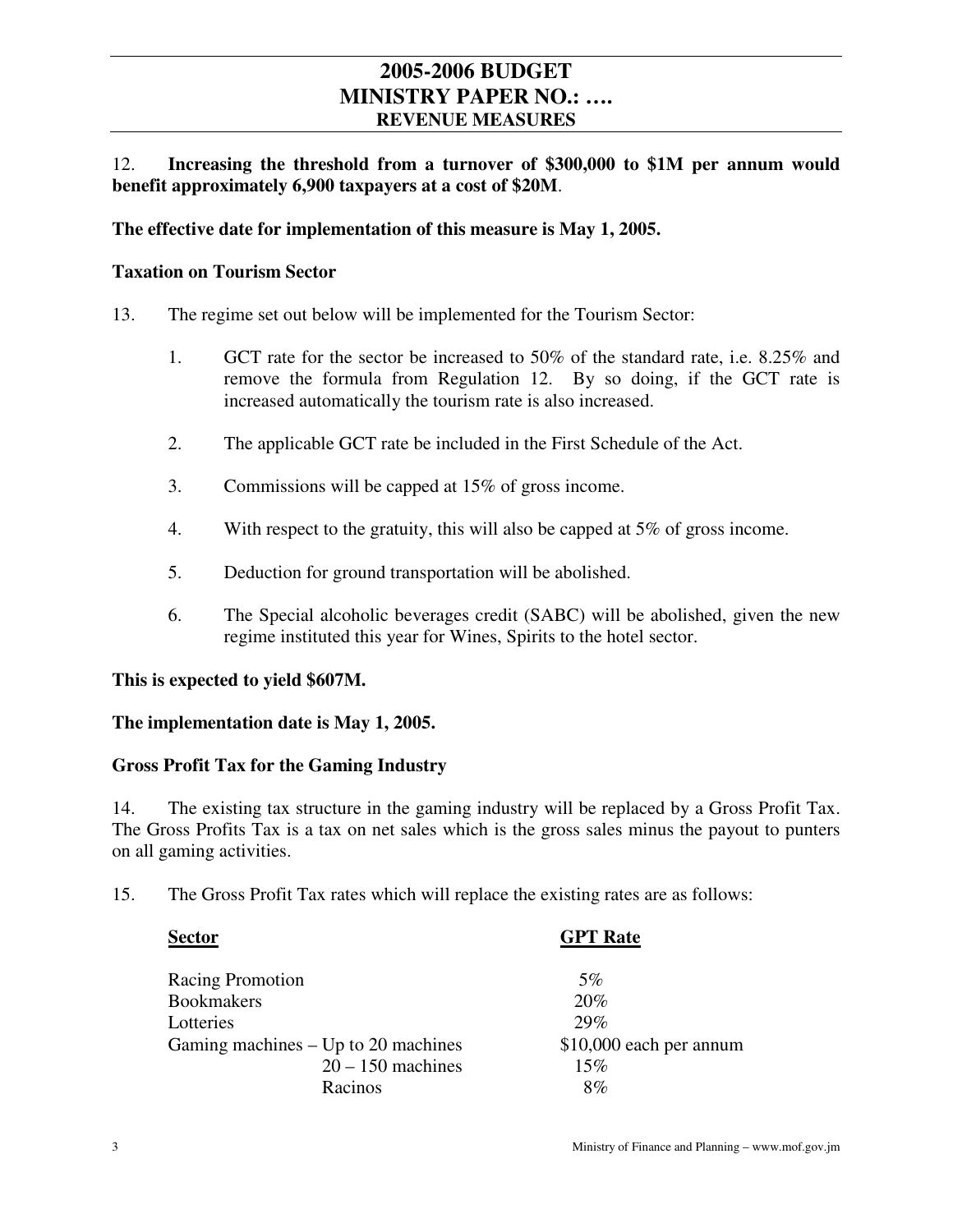12. **Increasing the threshold from a turnover of $300,000 to $1M per annum would benefit approximately 6,900 taxpayers at a cost of $20M**.

**The effective date for implementation of this measure is May 1, 2005.**

**Taxation on Tourism Sector**

13. The regime set out below will be implemented for the Tourism Sector:

1. GCT rate for the sector be increased to 50% of the standard rate, i.e. 8.25% and remove the formula from Regulation 12. By so doing, if the GCT rate is increased automatically the tourism rate is also increased.
2. The applicable GCT rate be included in the First Schedule of the Act.
3. Commissions will be capped at 15% of gross income.
4. With respect to the gratuity, this will also be capped at 5% of gross income.
5. Deduction for ground transportation will be abolished.
6. The Special alcoholic beverages credit (SABC) will be abolished, given the new regime instituted this year for Wines, Spirits to the hotel sector.

**This is expected to yield $607M.**

**The implementation date is May 1, 2005.**

**Gross Profit Tax for the Gaming Industry**

14. The existing tax structure in the gaming industry will be replaced by a Gross Profit Tax. The Gross Profits Tax is a tax on net sales which is the gross sales minus the payout to punters on all gaming activities.

15. The Gross Profit Tax rates which will replace the existing rates are as follows:

| Sector | GPT Rate |
| --- | --- |
| Racing Promotion | 5% |
| Bookmakers | 20% |
| Lotteries | 29% |
| Gaming machines – Up to 20 machines | $10,000 each per annum |
| 20 – 150 machines | 15% |
| Racinos | 8% |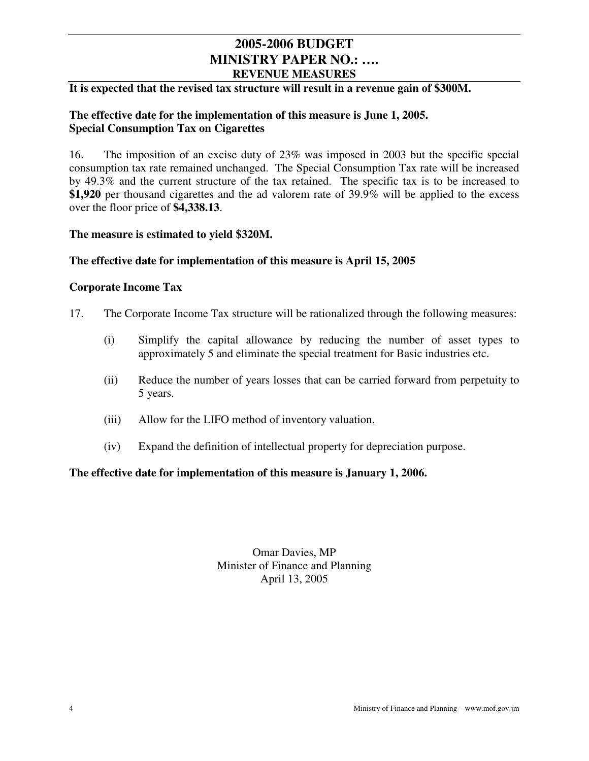**It is expected that the revised tax structure will result in a revenue gain of $300M.**

**The effective date for the implementation of this measure is June 1, 2005.**

**Special Consumption Tax on Cigarettes**

16. The imposition of an excise duty of 23% was imposed in 2003 but the specific special consumption tax rate remained unchanged. The Special Consumption Tax rate will be increased by 49.3% and the current structure of the tax retained. The specific tax is to be increased to **$1,920** per thousand cigarettes and the ad valorem rate of 39.9% will be applied to the excess over the floor price of **$4,338.13**.

**The measure is estimated to yield $320M.**

**The effective date for implementation of this measure is April 15, 2005**

**Corporate Income Tax**

17. The Corporate Income Tax structure will be rationalized through the following measures:

(i) Simplify the capital allowance by reducing the number of asset types to approximately 5 and eliminate the special treatment for Basic industries etc.

(ii) Reduce the number of years losses that can be carried forward from perpetuity to 5 years.

(iii) Allow for the LIFO method of inventory valuation.

(iv) Expand the definition of intellectual property for depreciation purpose.

**The effective date for implementation of this measure is January 1, 2006.**

Omar Davies, MP
Minister of Finance and Planning
April 13, 2005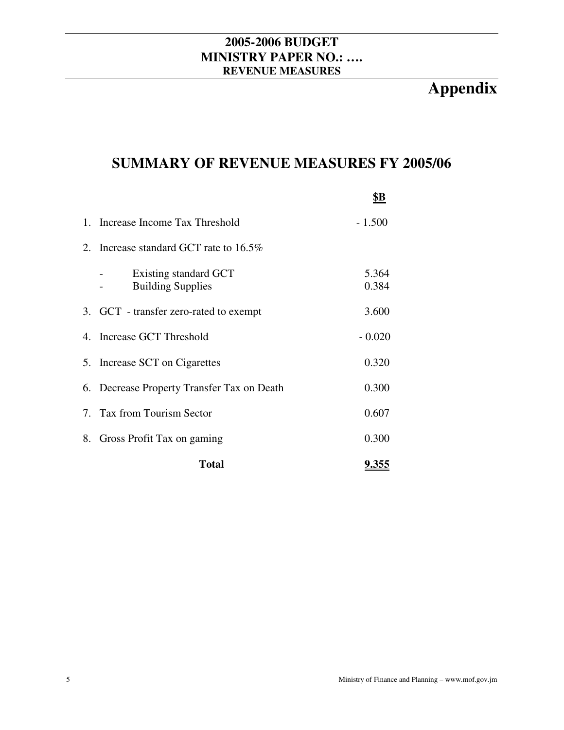# Appendix

## SUMMARY OF REVENUE MEASURES FY 2005/06

| | $B |
|---|---|
| 1. Increase Income Tax Threshold | - 1.500 |
| 2. Increase standard GCT rate to 16.5% | |
| - Existing standard GCT | 5.364 |
| - Building Supplies | 0.384 |
| 3. GCT - transfer zero-rated to exempt | 3.600 |
| 4. Increase GCT Threshold | - 0.020 |
| 5. Increase SCT on Cigarettes | 0.320 |
| 6. Decrease Property Transfer Tax on Death | 0.300 |
| 7. Tax from Tourism Sector | 0.607 |
| 8. Gross Profit Tax on gaming | 0.300 |
| **Total** | **9.355** |